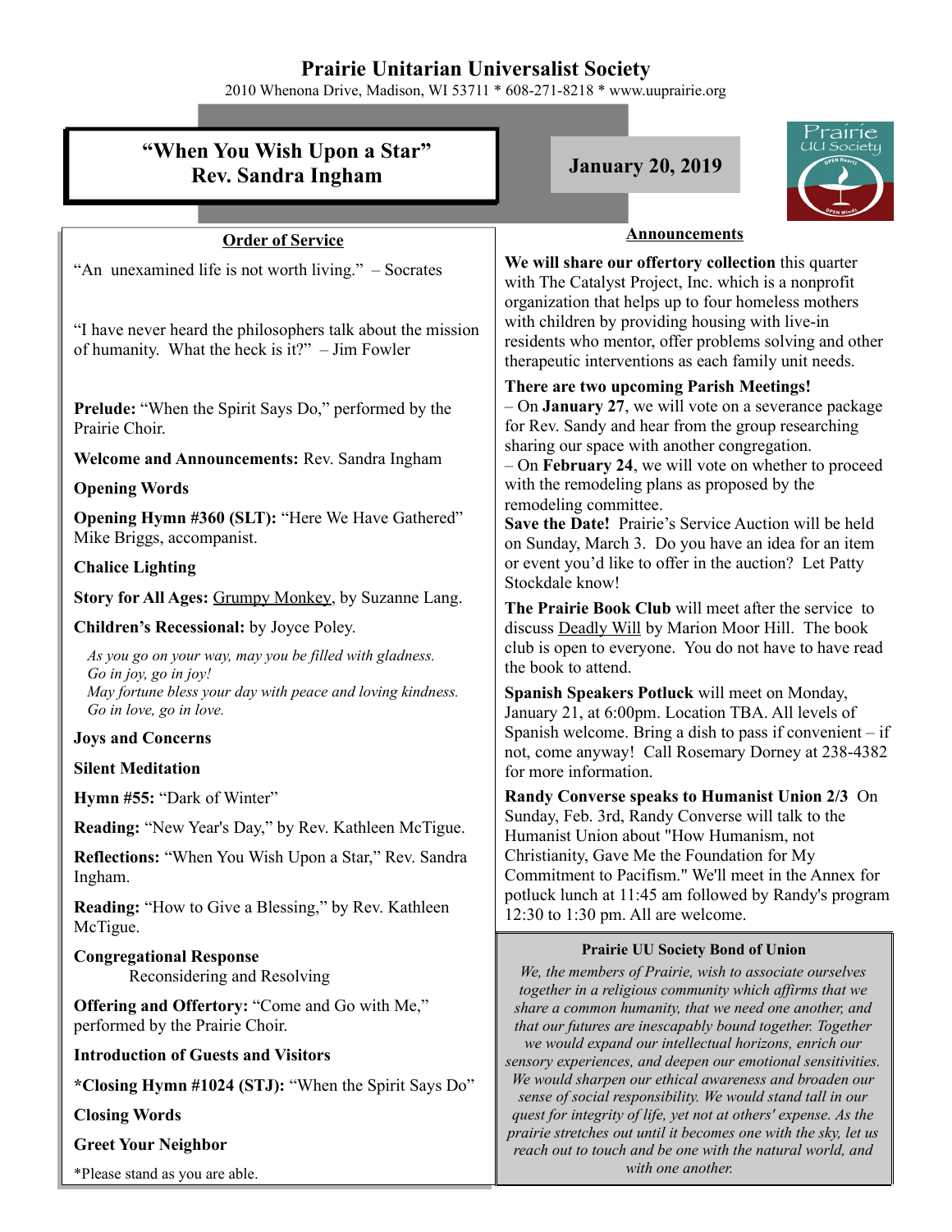# Prairie Unitarian Universalist Society

2010 Whenona Drive, Madison, WI 53711 * 608-271-8218 * www.uuprairie.org

## "When You Wish Upon a Star"
## Rev. Sandra Ingham

**January 20, 2019**

### Order of Service

"An unexamined life is not worth living." – Socrates

"I have never heard the philosophers talk about the mission of humanity. What the heck is it?" – Jim Fowler

**Prelude:** "When the Spirit Says Do," performed by the Prairie Choir.

**Welcome and Announcements:** Rev. Sandra Ingham

**Opening Words**

**Opening Hymn #360 (SLT):** "Here We Have Gathered" Mike Briggs, accompanist.

**Chalice Lighting**

**Story for All Ages:** Grumpy Monkey, by Suzanne Lang.

**Children's Recessional:** by Joyce Poley.

*As you go on your way, may you be filled with gladness.*
*Go in joy, go in joy!*
*May fortune bless your day with peace and loving kindness.*
*Go in love, go in love.*

**Joys and Concerns**

**Silent Meditation**

**Hymn #55:** "Dark of Winter"

**Reading:** "New Year's Day," by Rev. Kathleen McTigue.

**Reflections:** "When You Wish Upon a Star," Rev. Sandra Ingham.

**Reading:** "How to Give a Blessing," by Rev. Kathleen McTigue.

**Congregational Response**
Reconsidering and Resolving

**Offering and Offertory:** "Come and Go with Me," performed by the Prairie Choir.

**Introduction of Guests and Visitors**

**\*Closing Hymn #1024 (STJ):** "When the Spirit Says Do"

**Closing Words**

**Greet Your Neighbor**

*Please stand as you are able.

### Announcements

**We will share our offertory collection** this quarter with The Catalyst Project, Inc. which is a nonprofit organization that helps up to four homeless mothers with children by providing housing with live-in residents who mentor, offer problems solving and other therapeutic interventions as each family unit needs.

**There are two upcoming Parish Meetings!**
– On **January 27**, we will vote on a severance package for Rev. Sandy and hear from the group researching sharing our space with another congregation.
– On **February 24**, we will vote on whether to proceed with the remodeling plans as proposed by the remodeling committee.

**Save the Date!** Prairie's Service Auction will be held on Sunday, March 3. Do you have an idea for an item or event you'd like to offer in the auction? Let Patty Stockdale know!

**The Prairie Book Club** will meet after the service to discuss Deadly Will by Marion Moor Hill. The book club is open to everyone. You do not have to have read the book to attend.

**Spanish Speakers Potluck** will meet on Monday, January 21, at 6:00pm. Location TBA. All levels of Spanish welcome. Bring a dish to pass if convenient – if not, come anyway! Call Rosemary Dorney at 238-4382 for more information.

**Randy Converse speaks to Humanist Union 2/3** On Sunday, Feb. 3rd, Randy Converse will talk to the Humanist Union about "How Humanism, not Christianity, Gave Me the Foundation for My Commitment to Pacifism." We'll meet in the Annex for potluck lunch at 11:45 am followed by Randy's program 12:30 to 1:30 pm. All are welcome.

**Prairie UU Society Bond of Union**

*We, the members of Prairie, wish to associate ourselves together in a religious community which affirms that we share a common humanity, that we need one another, and that our futures are inescapably bound together. Together we would expand our intellectual horizons, enrich our sensory experiences, and deepen our emotional sensitivities. We would sharpen our ethical awareness and broaden our sense of social responsibility. We would stand tall in our quest for integrity of life, yet not at others' expense. As the prairie stretches out until it becomes one with the sky, let us reach out to touch and be one with the natural world, and with one another.*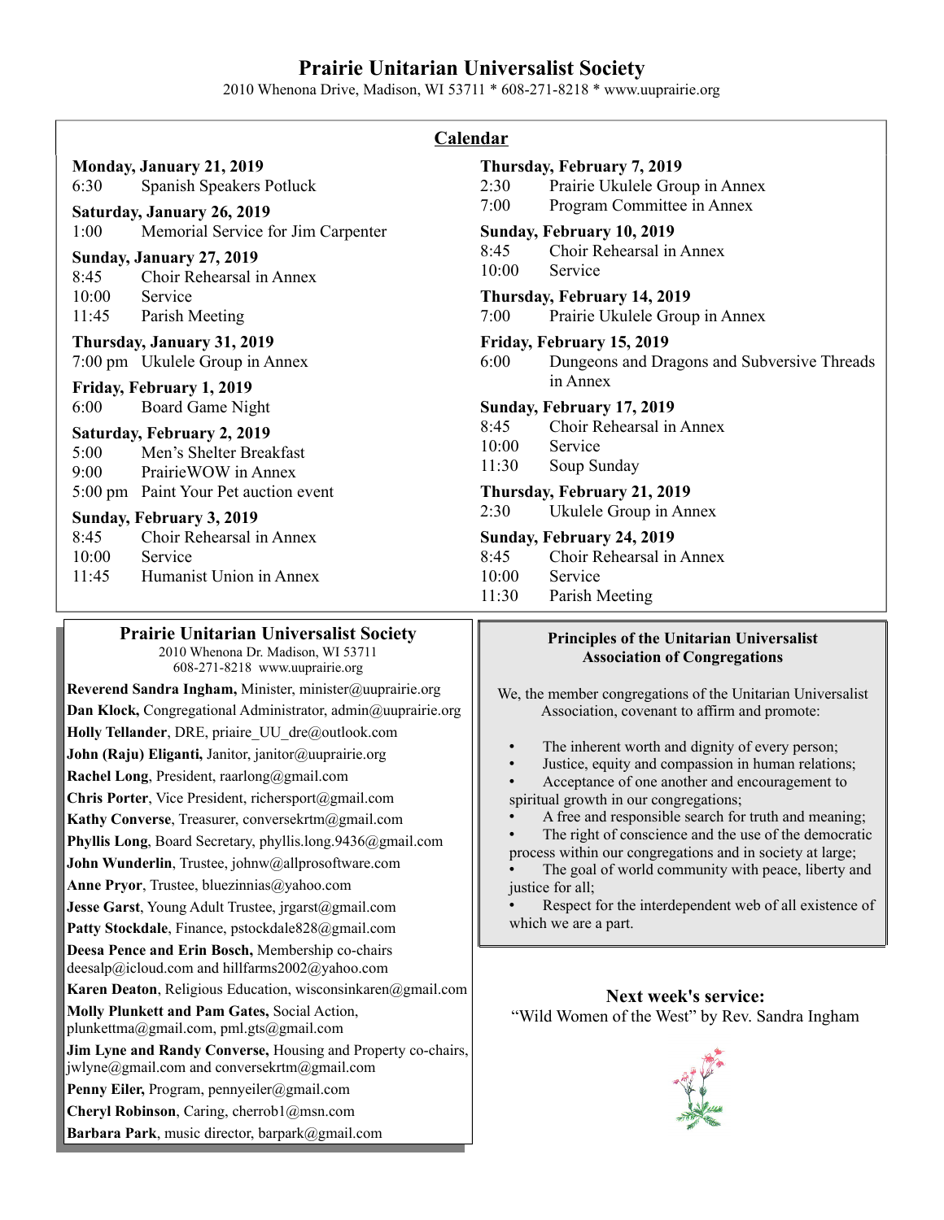# Prairie Unitarian Universalist Society

2010 Whenona Drive, Madison, WI 53711 * 608-271-8218 * www.uuprairie.org

## Calendar

**Monday, January 21, 2019**
6:30 Spanish Speakers Potluck

**Saturday, January 26, 2019**
1:00 Memorial Service for Jim Carpenter

**Sunday, January 27, 2019**
8:45 Choir Rehearsal in Annex
10:00 Service
11:45 Parish Meeting

**Thursday, January 31, 2019**
7:00 pm Ukulele Group in Annex

**Friday, February 1, 2019**
6:00 Board Game Night

**Saturday, February 2, 2019**
5:00 Men's Shelter Breakfast
9:00 PrairieWOW in Annex
5:00 pm Paint Your Pet auction event

**Sunday, February 3, 2019**
8:45 Choir Rehearsal in Annex
10:00 Service
11:45 Humanist Union in Annex

**Thursday, February 7, 2019**
2:30 Prairie Ukulele Group in Annex
7:00 Program Committee in Annex

**Sunday, February 10, 2019**
8:45 Choir Rehearsal in Annex
10:00 Service

**Thursday, February 14, 2019**
7:00 Prairie Ukulele Group in Annex

**Friday, February 15, 2019**
6:00 Dungeons and Dragons and Subversive Threads in Annex

**Sunday, February 17, 2019**
8:45 Choir Rehearsal in Annex
10:00 Service
11:30 Soup Sunday

**Thursday, February 21, 2019**
2:30 Ukulele Group in Annex

**Sunday, February 24, 2019**
8:45 Choir Rehearsal in Annex
10:00 Service
11:30 Parish Meeting

## Prairie Unitarian Universalist Society

2010 Whenona Dr. Madison, WI 53711
608-271-8218 www.uuprairie.org

**Reverend Sandra Ingham,** Minister, minister@uuprairie.org
**Dan Klock,** Congregational Administrator, admin@uuprairie.org
**Holly Tellander**, DRE, priaire_UU_dre@outlook.com
**John (Raju) Eliganti,** Janitor, janitor@uuprairie.org
**Rachel Long**, President, raarlong@gmail.com
**Chris Porter**, Vice President, richersport@gmail.com
**Kathy Converse**, Treasurer, conversekrtm@gmail.com
**Phyllis Long**, Board Secretary, phyllis.long.9436@gmail.com
**John Wunderlin**, Trustee, johnw@allprosoftware.com
**Anne Pryor**, Trustee, bluezinnias@yahoo.com
**Jesse Garst**, Young Adult Trustee, jrgarst@gmail.com
**Patty Stockdale**, Finance, pstockdale828@gmail.com
**Deesa Pence and Erin Bosch,** Membership co-chairs deesalp@icloud.com and hillfarms2002@yahoo.com
**Karen Deaton**, Religious Education, wisconsinkaren@gmail.com
**Molly Plunkett and Pam Gates,** Social Action, plunkettma@gmail.com, pml.gts@gmail.com
**Jim Lyne and Randy Converse,** Housing and Property co-chairs, jwlyne@gmail.com and conversekrtm@gmail.com
**Penny Eiler,** Program, pennyeiler@gmail.com
**Cheryl Robinson**, Caring, cherrob1@msn.com
**Barbara Park**, music director, barpark@gmail.com

## Principles of the Unitarian Universalist Association of Congregations

We, the member congregations of the Unitarian Universalist Association, covenant to affirm and promote:

- The inherent worth and dignity of every person;
- Justice, equity and compassion in human relations;
- Acceptance of one another and encouragement to spiritual growth in our congregations;
- A free and responsible search for truth and meaning;
- The right of conscience and the use of the democratic process within our congregations and in society at large;
- The goal of world community with peace, liberty and justice for all;
- Respect for the interdependent web of all existence of which we are a part.

**Next week's service:**
"Wild Women of the West" by Rev. Sandra Ingham